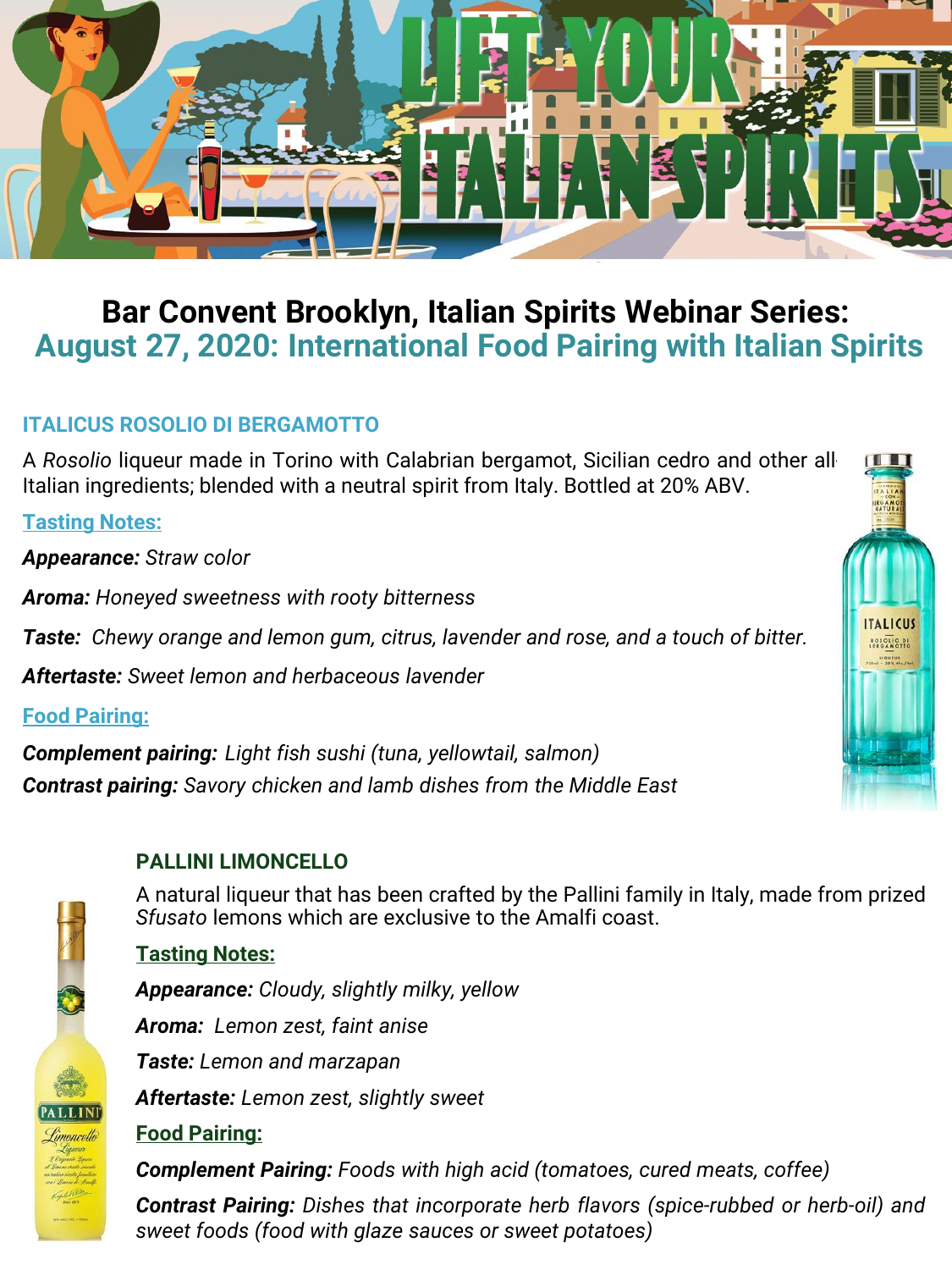# LIFT YOUR ITALIAN SPIRITS

## Bar Convent Brooklyn, Italian Spirits Webinar Series:
## August 27, 2020: International Food Pairing with Italian Spirits

### ITALICUS ROSOLIO DI BERGAMOTTO

A *Rosolio* liqueur made in Torino with Calabrian bergamot, Sicilian cedro and other all Italian ingredients; blended with a neutral spirit from Italy. Bottled at 20% ABV.

**Tasting Notes:**

***Appearance:*** *Straw color*

***Aroma:*** *Honeyed sweetness with rooty bitterness*

***Taste:*** *Chewy orange and lemon gum, citrus, lavender and rose, and a touch of bitter.*

***Aftertaste:*** *Sweet lemon and herbaceous lavender*

**Food Pairing:**

***Complement pairing:*** *Light fish sushi (tuna, yellowtail, salmon)*

***Contrast pairing:*** *Savory chicken and lamb dishes from the Middle East*

### PALLINI LIMONCELLO

A natural liqueur that has been crafted by the Pallini family in Italy, made from prized *Sfusato* lemons which are exclusive to the Amalfi coast.

**Tasting Notes:**

***Appearance:*** *Cloudy, slightly milky, yellow*

***Aroma:*** *Lemon zest, faint anise*

***Taste:*** *Lemon and marzapan*

***Aftertaste:*** *Lemon zest, slightly sweet*

**Food Pairing:**

***Complement Pairing:*** *Foods with high acid (tomatoes, cured meats, coffee)*

***Contrast Pairing:*** *Dishes that incorporate herb flavors (spice-rubbed or herb-oil) and sweet foods (food with glaze sauces or sweet potatoes)*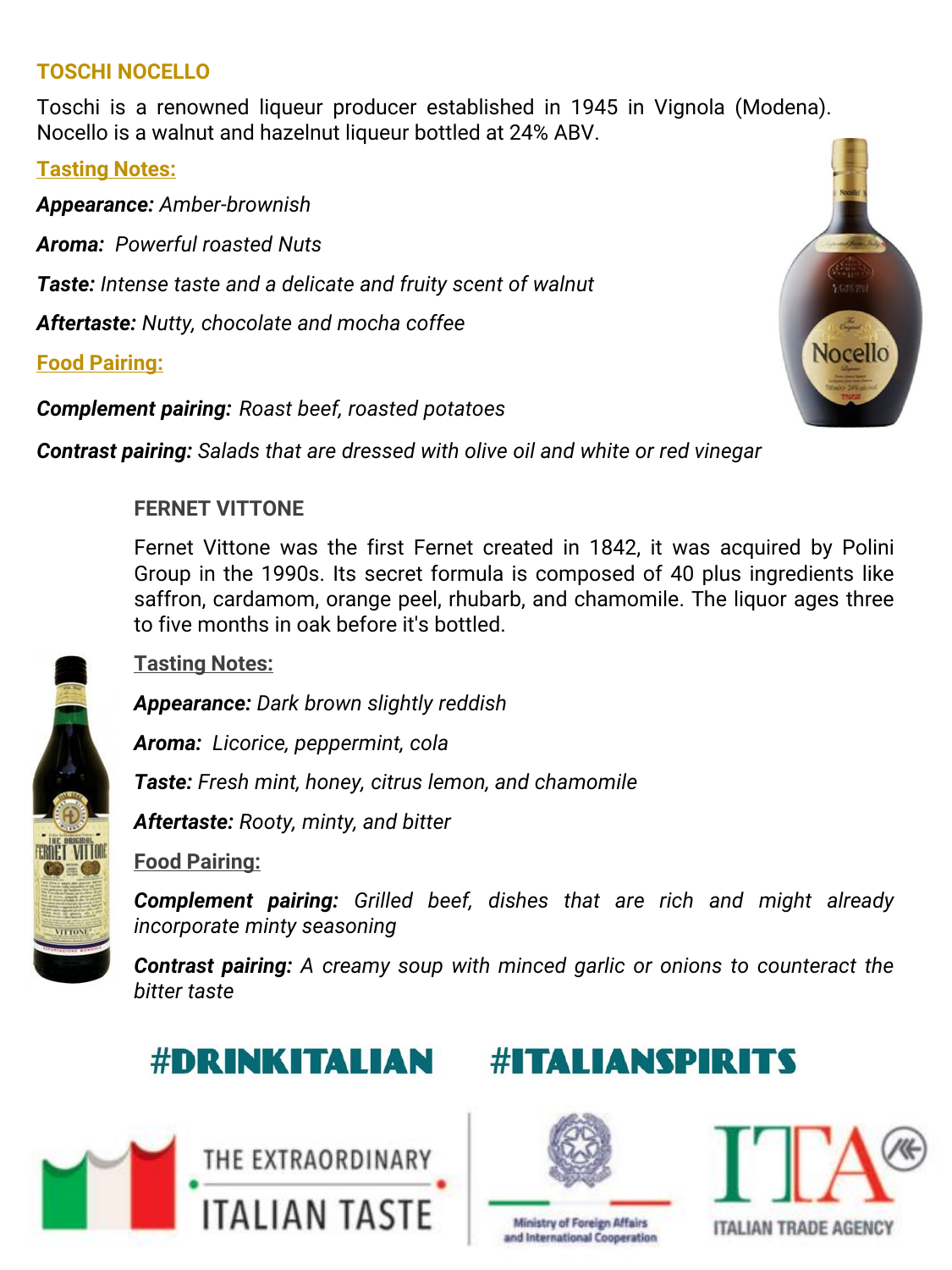## TOSCHI NOCELLO

Toschi is a renowned liqueur producer established in 1945 in Vignola (Modena). Nocello is a walnut and hazelnut liqueur bottled at 24% ABV.

### Tasting Notes:

***Appearance:*** *Amber-brownish*

***Aroma:*** *Powerful roasted Nuts*

***Taste:*** *Intense taste and a delicate and fruity scent of walnut*

***Aftertaste:*** *Nutty, chocolate and mocha coffee*

### Food Pairing:

***Complement pairing:*** *Roast beef, roasted potatoes*

***Contrast pairing:*** *Salads that are dressed with olive oil and white or red vinegar*

## FERNET VITTONE

Fernet Vittone was the first Fernet created in 1842, it was acquired by Polini Group in the 1990s. Its secret formula is composed of 40 plus ingredients like saffron, cardamom, orange peel, rhubarb, and chamomile. The liquor ages three to five months in oak before it's bottled.

### Tasting Notes:

***Appearance:*** *Dark brown slightly reddish*

***Aroma:*** *Licorice, peppermint, cola*

***Taste:*** *Fresh mint, honey, citrus lemon, and chamomile*

***Aftertaste:*** *Rooty, minty, and bitter*

### Food Pairing:

***Complement pairing:*** *Grilled beef, dishes that are rich and might already incorporate minty seasoning*

***Contrast pairing:*** *A creamy soup with minced garlic or onions to counteract the bitter taste*

#DRINKITALIAN #ITALIANSPIRITS

THE EXTRAORDINARY ITALIAN TASTE

Ministry of Foreign Affairs and International Cooperation

ITA ITALIAN TRADE AGENCY